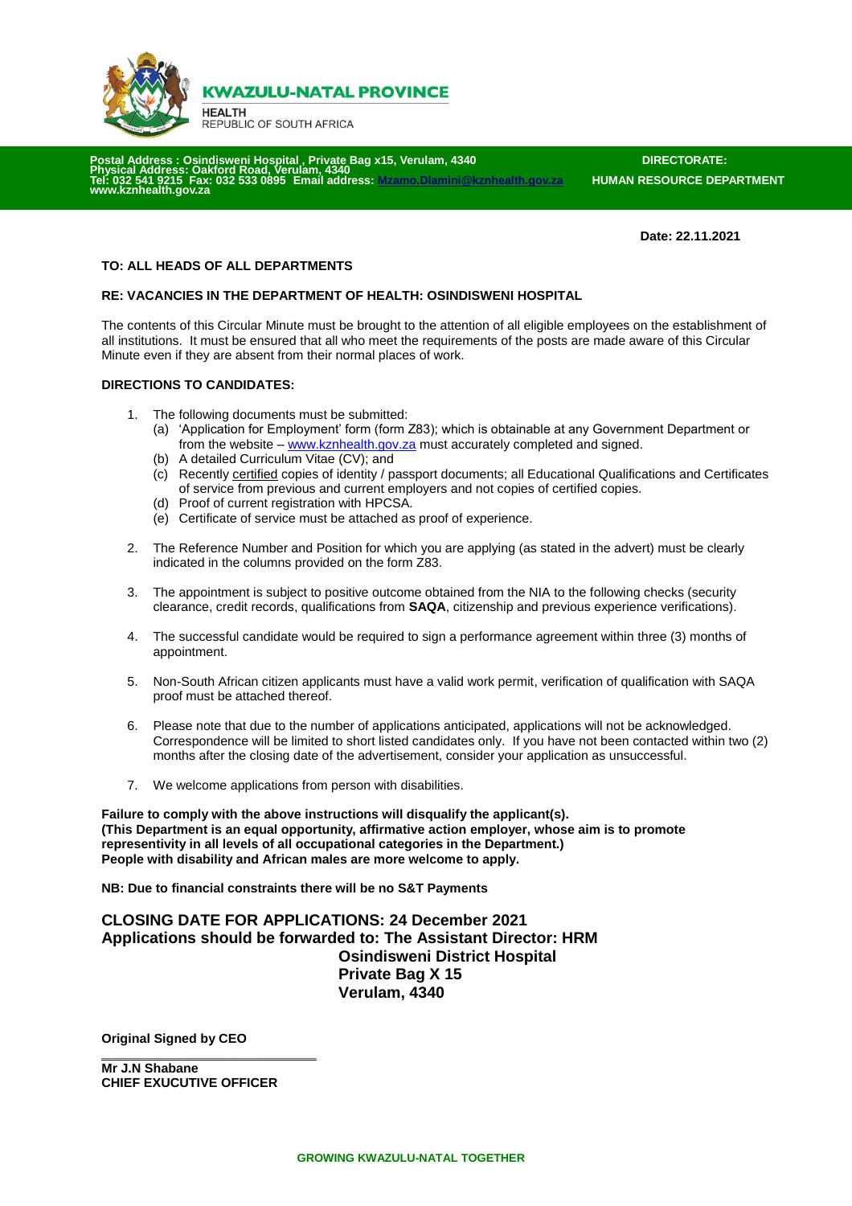**KWAZULU-NATAL PROVINCE**

**HEALTH**
REPUBLIC OF SOUTH AFRICA

**Postal Address : Osindisweni Hospital , Private Bag x15, Verulam, 4340**
**Physical Address: Oakford Road, Verulam, 4340**
**Tel: 032 541 9215 Fax: 032 533 0895 Email address: Mzamo.Dlamini@kznhealth.gov.za**
**www.kznhealth.gov.za**

**DIRECTORATE:**
**HUMAN RESOURCE DEPARTMENT**

**Date: 22.11.2021**

**TO: ALL HEADS OF ALL DEPARTMENTS**

**RE: VACANCIES IN THE DEPARTMENT OF HEALTH: OSINDISWENI HOSPITAL**

The contents of this Circular Minute must be brought to the attention of all eligible employees on the establishment of all institutions. It must be ensured that all who meet the requirements of the posts are made aware of this Circular Minute even if they are absent from their normal places of work.

**DIRECTIONS TO CANDIDATES:**

1. The following documents must be submitted:
   (a) 'Application for Employment' form (form Z83); which is obtainable at any Government Department or from the website – www.kznhealth.gov.za must accurately completed and signed.
   (b) A detailed Curriculum Vitae (CV); and
   (c) Recently certified copies of identity / passport documents; all Educational Qualifications and Certificates of service from previous and current employers and not copies of certified copies.
   (d) Proof of current registration with HPCSA.
   (e) Certificate of service must be attached as proof of experience.

2. The Reference Number and Position for which you are applying (as stated in the advert) must be clearly indicated in the columns provided on the form Z83.

3. The appointment is subject to positive outcome obtained from the NIA to the following checks (security clearance, credit records, qualifications from **SAQA**, citizenship and previous experience verifications).

4. The successful candidate would be required to sign a performance agreement within three (3) months of appointment.

5. Non-South African citizen applicants must have a valid work permit, verification of qualification with SAQA proof must be attached thereof.

6. Please note that due to the number of applications anticipated, applications will not be acknowledged. Correspondence will be limited to short listed candidates only. If you have not been contacted within two (2) months after the closing date of the advertisement, consider your application as unsuccessful.

7. We welcome applications from person with disabilities.

**Failure to comply with the above instructions will disqualify the applicant(s).**
**(This Department is an equal opportunity, affirmative action employer, whose aim is to promote representivity in all levels of all occupational categories in the Department.)**
**People with disability and African males are more welcome to apply.**

**NB: Due to financial constraints there will be no S&T Payments**

**CLOSING DATE FOR APPLICATIONS: 24 December 2021**
**Applications should be forwarded to: The Assistant Director: HRM**
**Osindisweni District Hospital**
**Private Bag X 15**
**Verulam, 4340**

**Original Signed by CEO**

**Mr J.N Shabane**
**CHIEF EXUCUTIVE OFFICER**

**GROWING KWAZULU-NATAL TOGETHER**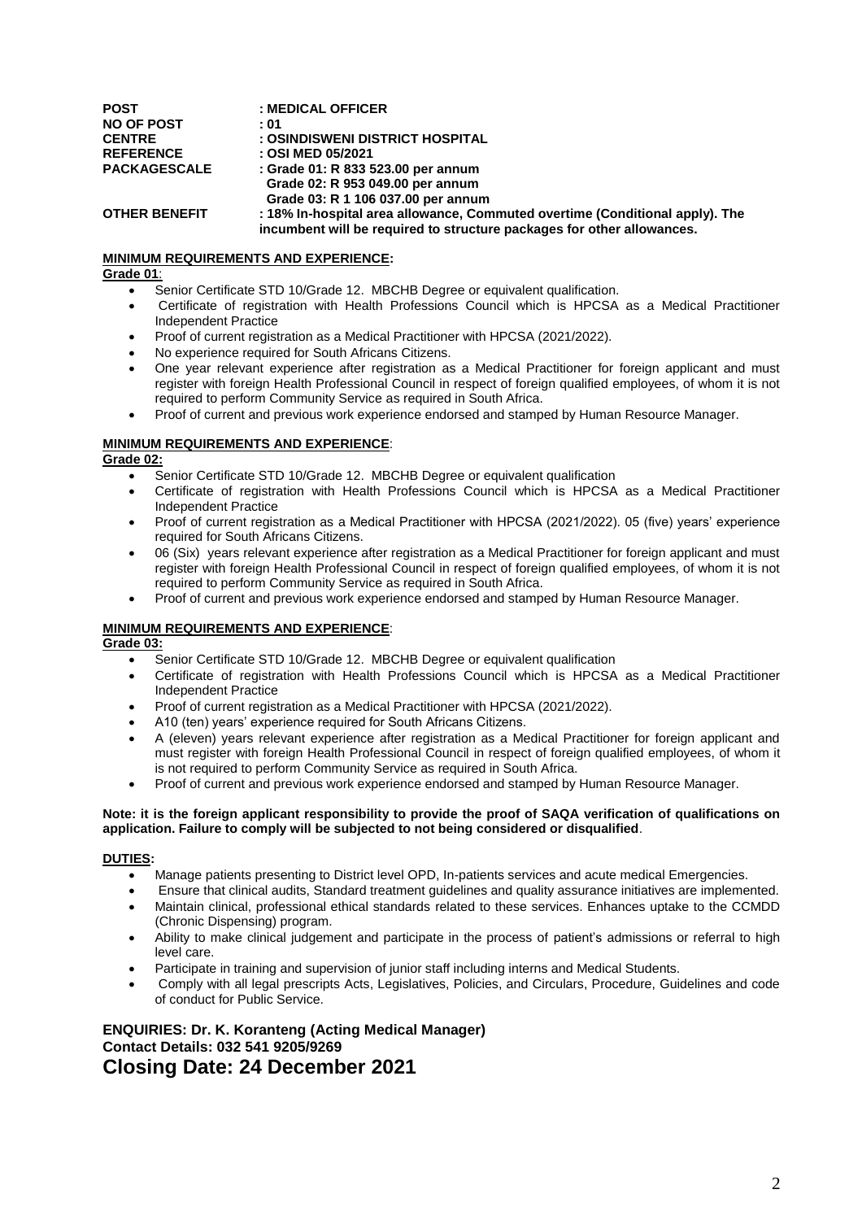**POST** : **MEDICAL OFFICER**
**NO OF POST** : **01**
**CENTRE** : **OSINDISWENI DISTRICT HOSPITAL**
**REFERENCE** : **OSI MED 05/2021**
**PACKAGESCALE** : **Grade 01: R 833 523.00 per annum**
**Grade 02: R 953 049.00 per annum**
**Grade 03: R 1 106 037.00 per annum**
**OTHER BENEFIT** : **18% In-hospital area allowance, Commuted overtime (Conditional apply). The incumbent will be required to structure packages for other allowances.**

**MINIMUM REQUIREMENTS AND EXPERIENCE:**

**Grade 01**:

- Senior Certificate STD 10/Grade 12. MBCHB Degree or equivalent qualification.
- Certificate of registration with Health Professions Council which is HPCSA as a Medical Practitioner Independent Practice
- Proof of current registration as a Medical Practitioner with HPCSA (2021/2022).
- No experience required for South Africans Citizens.
- One year relevant experience after registration as a Medical Practitioner for foreign applicant and must register with foreign Health Professional Council in respect of foreign qualified employees, of whom it is not required to perform Community Service as required in South Africa.
- Proof of current and previous work experience endorsed and stamped by Human Resource Manager.

**MINIMUM REQUIREMENTS AND EXPERIENCE**:

**Grade 02:**

- Senior Certificate STD 10/Grade 12. MBCHB Degree or equivalent qualification
- Certificate of registration with Health Professions Council which is HPCSA as a Medical Practitioner Independent Practice
- Proof of current registration as a Medical Practitioner with HPCSA (2021/2022). 05 (five) years' experience required for South Africans Citizens.
- 06 (Six) years relevant experience after registration as a Medical Practitioner for foreign applicant and must register with foreign Health Professional Council in respect of foreign qualified employees, of whom it is not required to perform Community Service as required in South Africa.
- Proof of current and previous work experience endorsed and stamped by Human Resource Manager.

**MINIMUM REQUIREMENTS AND EXPERIENCE**:

**Grade 03:**

- Senior Certificate STD 10/Grade 12. MBCHB Degree or equivalent qualification
- Certificate of registration with Health Professions Council which is HPCSA as a Medical Practitioner Independent Practice
- Proof of current registration as a Medical Practitioner with HPCSA (2021/2022).
- A10 (ten) years' experience required for South Africans Citizens.
- A (eleven) years relevant experience after registration as a Medical Practitioner for foreign applicant and must register with foreign Health Professional Council in respect of foreign qualified employees, of whom it is not required to perform Community Service as required in South Africa.
- Proof of current and previous work experience endorsed and stamped by Human Resource Manager.

**Note: it is the foreign applicant responsibility to provide the proof of SAQA verification of qualifications on application. Failure to comply will be subjected to not being considered or disqualified**.

**DUTIES:**

- Manage patients presenting to District level OPD, In-patients services and acute medical Emergencies.
- Ensure that clinical audits, Standard treatment guidelines and quality assurance initiatives are implemented.
- Maintain clinical, professional ethical standards related to these services. Enhances uptake to the CCMDD (Chronic Dispensing) program.
- Ability to make clinical judgement and participate in the process of patient's admissions or referral to high level care.
- Participate in training and supervision of junior staff including interns and Medical Students.
- Comply with all legal prescripts Acts, Legislatives, Policies, and Circulars, Procedure, Guidelines and code of conduct for Public Service.

**ENQUIRIES: Dr. K. Koranteng (Acting Medical Manager)**
**Contact Details: 032 541 9205/9269**

## Closing Date: 24 December 2021